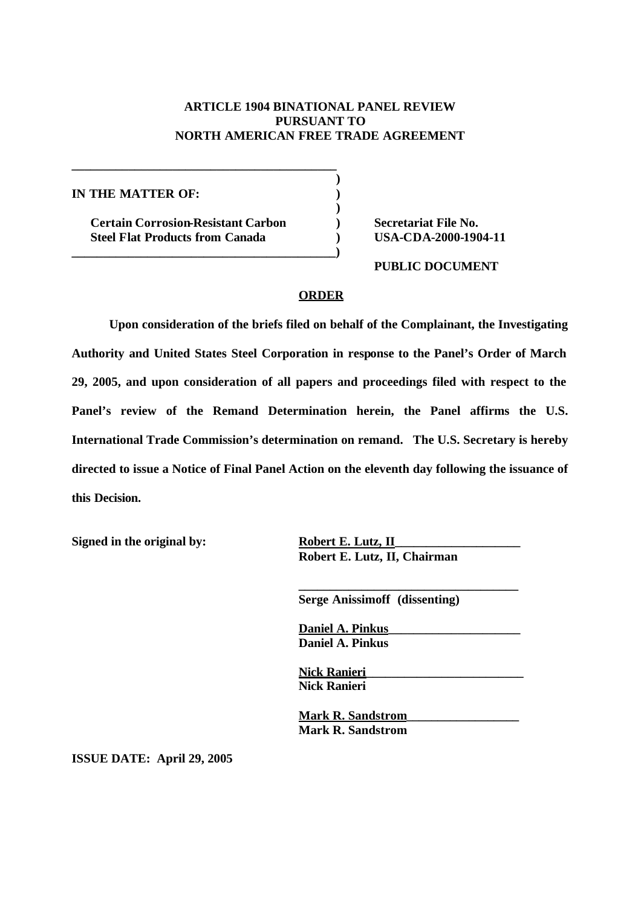**ARTICLE 1904 BINATIONAL PANEL REVIEW**
**PURSUANT TO**
**NORTH AMERICAN FREE TRADE AGREEMENT**

**IN THE MATTER OF:**

**Certain Corrosion-Resistant Carbon Steel Flat Products from Canada**

**Secretariat File No. USA-CDA-2000-1904-11**

**PUBLIC DOCUMENT**

**ORDER**

**Upon consideration of the briefs filed on behalf of the Complainant, the Investigating Authority and United States Steel Corporation in response to the Panel's Order of March 29, 2005, and upon consideration of all papers and proceedings filed with respect to the Panel's review of the Remand Determination herein, the Panel affirms the U.S. International Trade Commission's determination on remand. The U.S. Secretary is hereby directed to issue a Notice of Final Panel Action on the eleventh day following the issuance of this Decision.**

**Signed in the original by:**

**Robert E. Lutz, II**
**Robert E. Lutz, II, Chairman**

**Serge Anissimoff (dissenting)**

**Daniel A. Pinkus**
**Daniel A. Pinkus**

**Nick Ranieri**
**Nick Ranieri**

**Mark R. Sandstrom**
**Mark R. Sandstrom**

**ISSUE DATE: April 29, 2005**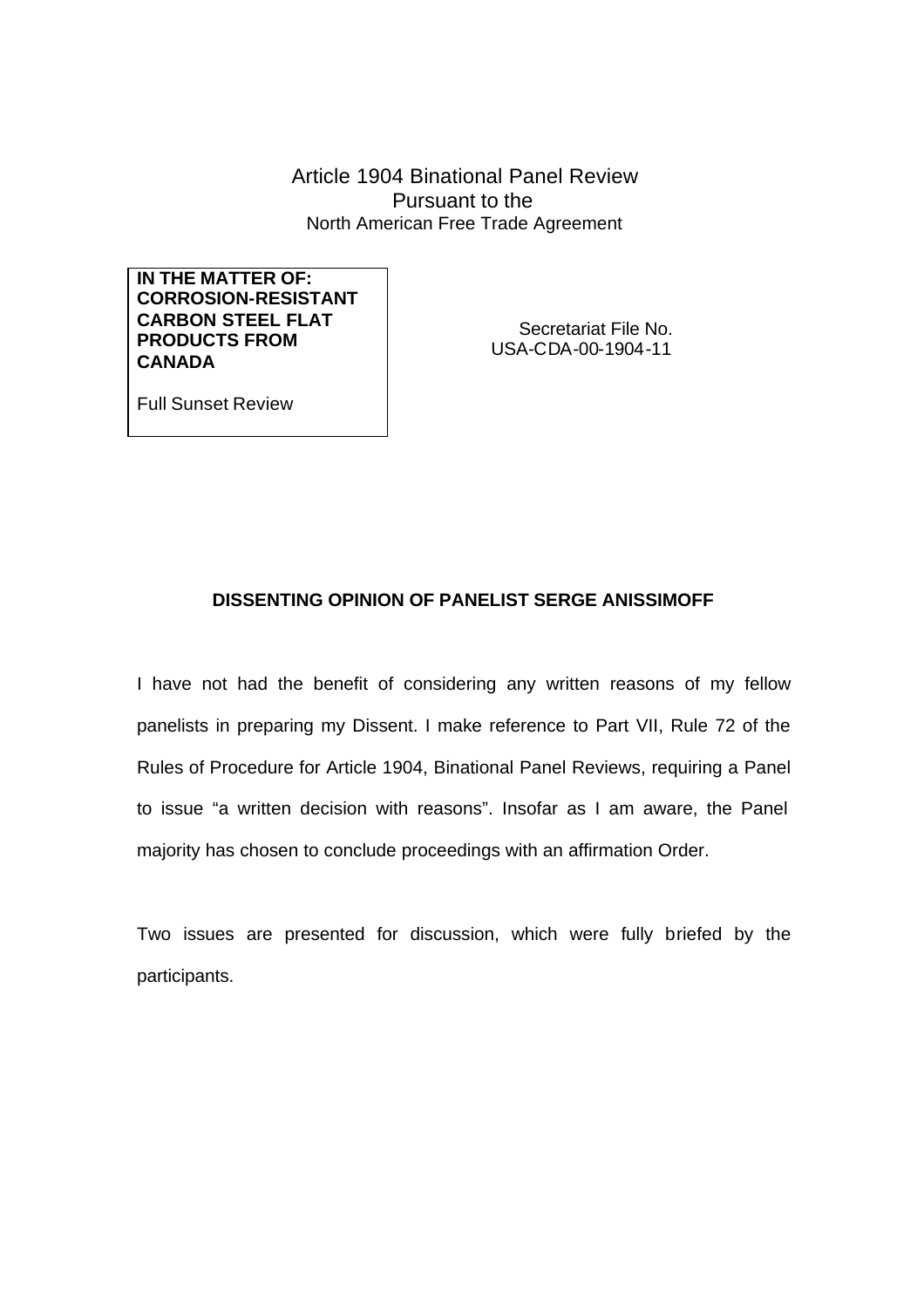Article 1904 Binational Panel Review
Pursuant to the
North American Free Trade Agreement

| **IN THE MATTER OF: CORROSION-RESISTANT CARBON STEEL FLAT PRODUCTS FROM CANADA**<br><br>Full Sunset Review | Secretariat File No. USA-CDA-00-1904-11 |
|---|---|

## DISSENTING OPINION OF PANELIST SERGE ANISSIMOFF

I have not had the benefit of considering any written reasons of my fellow panelists in preparing my Dissent. I make reference to Part VII, Rule 72 of the Rules of Procedure for Article 1904, Binational Panel Reviews, requiring a Panel to issue "a written decision with reasons". Insofar as I am aware, the Panel majority has chosen to conclude proceedings with an affirmation Order.

Two issues are presented for discussion, which were fully briefed by the participants.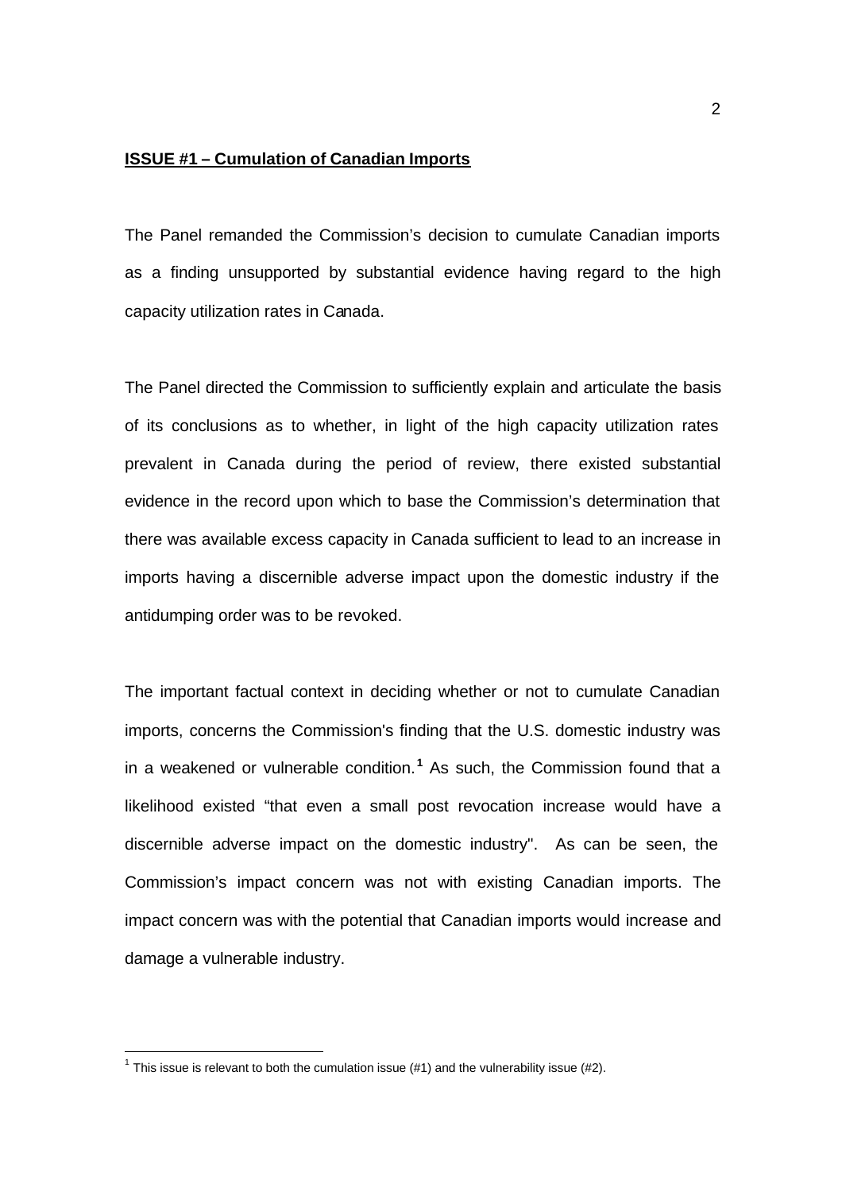**ISSUE #1 – Cumulation of Canadian Imports**

The Panel remanded the Commission's decision to cumulate Canadian imports as a finding unsupported by substantial evidence having regard to the high capacity utilization rates in Canada.

The Panel directed the Commission to sufficiently explain and articulate the basis of its conclusions as to whether, in light of the high capacity utilization rates prevalent in Canada during the period of review, there existed substantial evidence in the record upon which to base the Commission's determination that there was available excess capacity in Canada sufficient to lead to an increase in imports having a discernible adverse impact upon the domestic industry if the antidumping order was to be revoked.

The important factual context in deciding whether or not to cumulate Canadian imports, concerns the Commission's finding that the U.S. domestic industry was in a weakened or vulnerable condition.[1] As such, the Commission found that a likelihood existed "that even a small post revocation increase would have a discernible adverse impact on the domestic industry". As can be seen, the Commission's impact concern was not with existing Canadian imports. The impact concern was with the potential that Canadian imports would increase and damage a vulnerable industry.

[1] This issue is relevant to both the cumulation issue (#1) and the vulnerability issue (#2).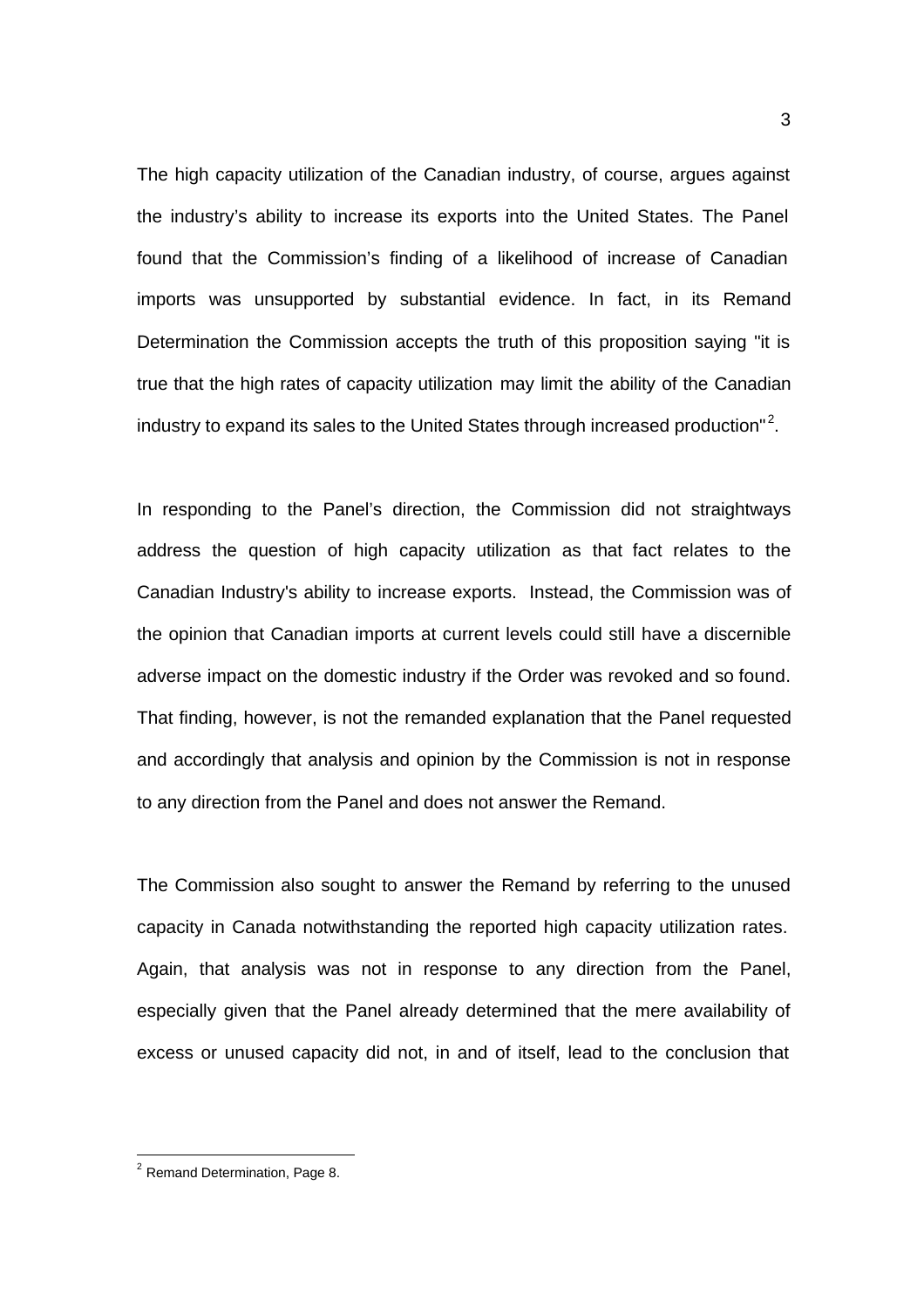The high capacity utilization of the Canadian industry, of course, argues against the industry's ability to increase its exports into the United States. The Panel found that the Commission's finding of a likelihood of increase of Canadian imports was unsupported by substantial evidence. In fact, in its Remand Determination the Commission accepts the truth of this proposition saying "it is true that the high rates of capacity utilization may limit the ability of the Canadian industry to expand its sales to the United States through increased production"[2].

In responding to the Panel's direction, the Commission did not straightways address the question of high capacity utilization as that fact relates to the Canadian Industry's ability to increase exports. Instead, the Commission was of the opinion that Canadian imports at current levels could still have a discernible adverse impact on the domestic industry if the Order was revoked and so found. That finding, however, is not the remanded explanation that the Panel requested and accordingly that analysis and opinion by the Commission is not in response to any direction from the Panel and does not answer the Remand.

The Commission also sought to answer the Remand by referring to the unused capacity in Canada notwithstanding the reported high capacity utilization rates. Again, that analysis was not in response to any direction from the Panel, especially given that the Panel already determined that the mere availability of excess or unused capacity did not, in and of itself, lead to the conclusion that

---

[2] Remand Determination, Page 8.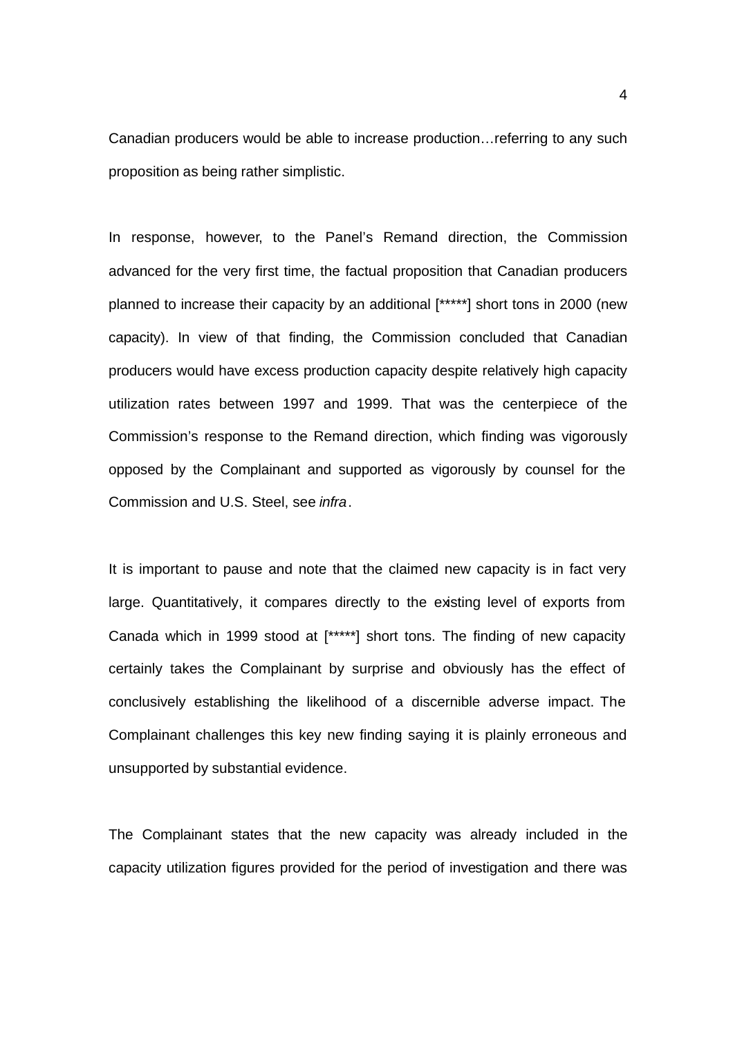Canadian producers would be able to increase production…referring to any such proposition as being rather simplistic.

In response, however, to the Panel's Remand direction, the Commission advanced for the very first time, the factual proposition that Canadian producers planned to increase their capacity by an additional [*****] short tons in 2000 (new capacity). In view of that finding, the Commission concluded that Canadian producers would have excess production capacity despite relatively high capacity utilization rates between 1997 and 1999. That was the centerpiece of the Commission's response to the Remand direction, which finding was vigorously opposed by the Complainant and supported as vigorously by counsel for the Commission and U.S. Steel, see *infra*.

It is important to pause and note that the claimed new capacity is in fact very large. Quantitatively, it compares directly to the existing level of exports from Canada which in 1999 stood at [*****] short tons. The finding of new capacity certainly takes the Complainant by surprise and obviously has the effect of conclusively establishing the likelihood of a discernible adverse impact. The Complainant challenges this key new finding saying it is plainly erroneous and unsupported by substantial evidence.

The Complainant states that the new capacity was already included in the capacity utilization figures provided for the period of investigation and there was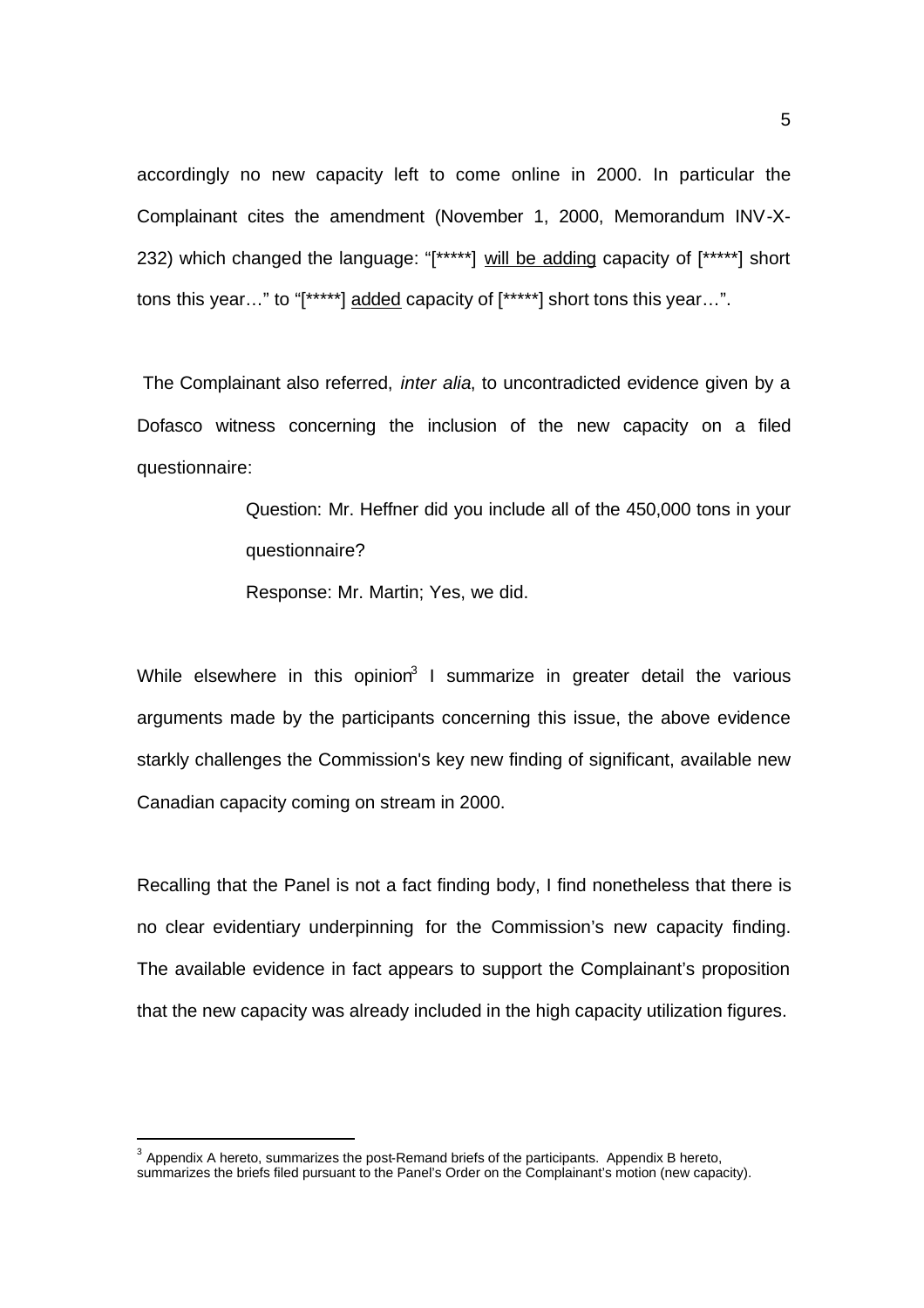accordingly no new capacity left to come online in 2000. In particular the Complainant cites the amendment (November 1, 2000, Memorandum INV-X-232) which changed the language: "[*****] <u>will be adding</u> capacity of [*****] short tons this year…" to "[*****] <u>added</u> capacity of [*****] short tons this year…".

The Complainant also referred, *inter alia*, to uncontradicted evidence given by a Dofasco witness concerning the inclusion of the new capacity on a filed questionnaire:

> Question: Mr. Heffner did you include all of the 450,000 tons in your questionnaire?
>
> Response: Mr. Martin; Yes, we did.

While elsewhere in this opinion[3] I summarize in greater detail the various arguments made by the participants concerning this issue, the above evidence starkly challenges the Commission's key new finding of significant, available new Canadian capacity coming on stream in 2000.

Recalling that the Panel is not a fact finding body, I find nonetheless that there is no clear evidentiary underpinning for the Commission's new capacity finding. The available evidence in fact appears to support the Complainant's proposition that the new capacity was already included in the high capacity utilization figures.

---

[3] Appendix A hereto, summarizes the post-Remand briefs of the participants. Appendix B hereto, summarizes the briefs filed pursuant to the Panel's Order on the Complainant's motion (new capacity).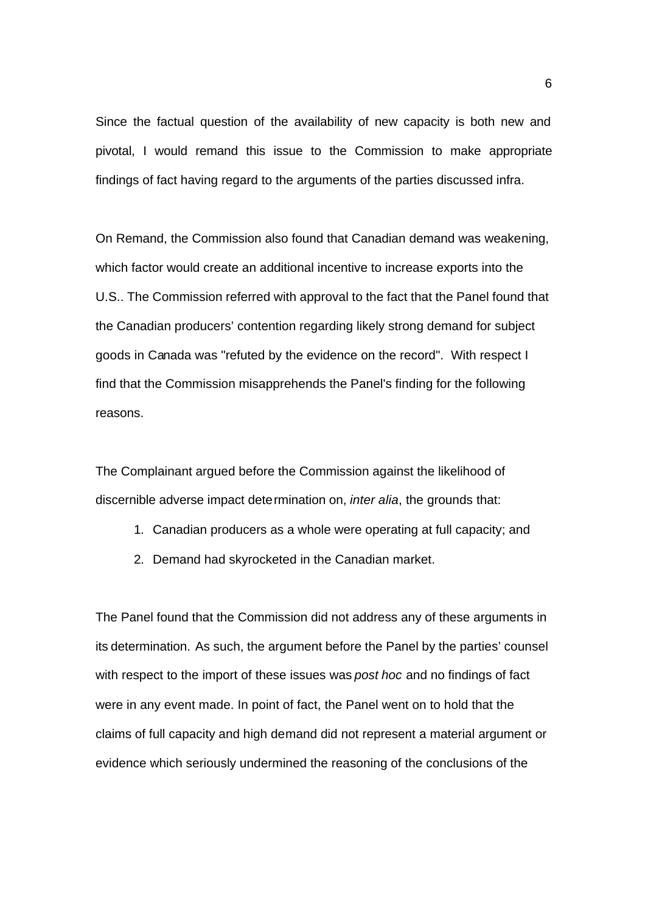Since the factual question of the availability of new capacity is both new and pivotal, I would remand this issue to the Commission to make appropriate findings of fact having regard to the arguments of the parties discussed infra.

On Remand, the Commission also found that Canadian demand was weakening, which factor would create an additional incentive to increase exports into the U.S.. The Commission referred with approval to the fact that the Panel found that the Canadian producers' contention regarding likely strong demand for subject goods in Canada was "refuted by the evidence on the record". With respect I find that the Commission misapprehends the Panel's finding for the following reasons.

The Complainant argued before the Commission against the likelihood of discernible adverse impact determination on, *inter alia*, the grounds that:

1. Canadian producers as a whole were operating at full capacity; and
2. Demand had skyrocketed in the Canadian market.

The Panel found that the Commission did not address any of these arguments in its determination. As such, the argument before the Panel by the parties' counsel with respect to the import of these issues was *post hoc* and no findings of fact were in any event made. In point of fact, the Panel went on to hold that the claims of full capacity and high demand did not represent a material argument or evidence which seriously undermined the reasoning of the conclusions of the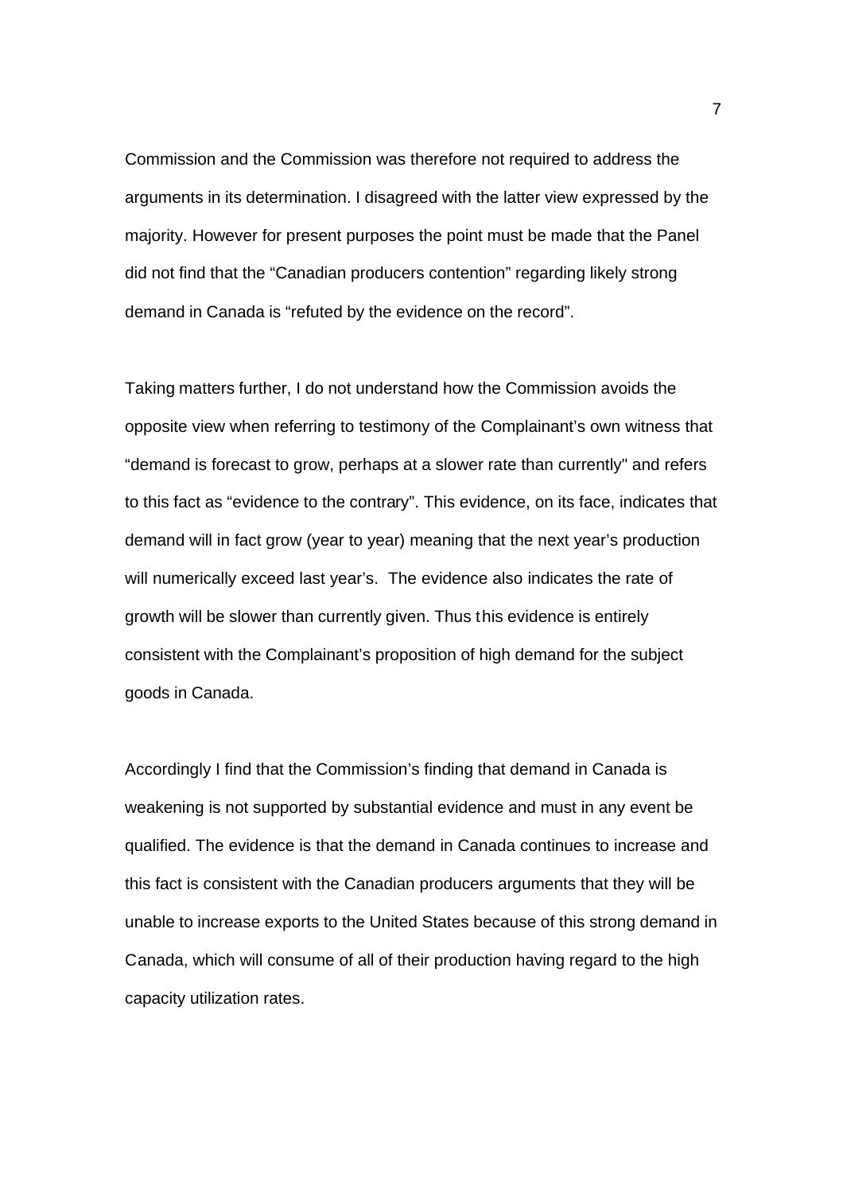Commission and the Commission was therefore not required to address the arguments in its determination. I disagreed with the latter view expressed by the majority. However for present purposes the point must be made that the Panel did not find that the "Canadian producers contention" regarding likely strong demand in Canada is "refuted by the evidence on the record".

Taking matters further, I do not understand how the Commission avoids the opposite view when referring to testimony of the Complainant's own witness that "demand is forecast to grow, perhaps at a slower rate than currently" and refers to this fact as "evidence to the contrary". This evidence, on its face, indicates that demand will in fact grow (year to year) meaning that the next year's production will numerically exceed last year's. The evidence also indicates the rate of growth will be slower than currently given. Thus this evidence is entirely consistent with the Complainant's proposition of high demand for the subject goods in Canada.

Accordingly I find that the Commission's finding that demand in Canada is weakening is not supported by substantial evidence and must in any event be qualified. The evidence is that the demand in Canada continues to increase and this fact is consistent with the Canadian producers arguments that they will be unable to increase exports to the United States because of this strong demand in Canada, which will consume of all of their production having regard to the high capacity utilization rates.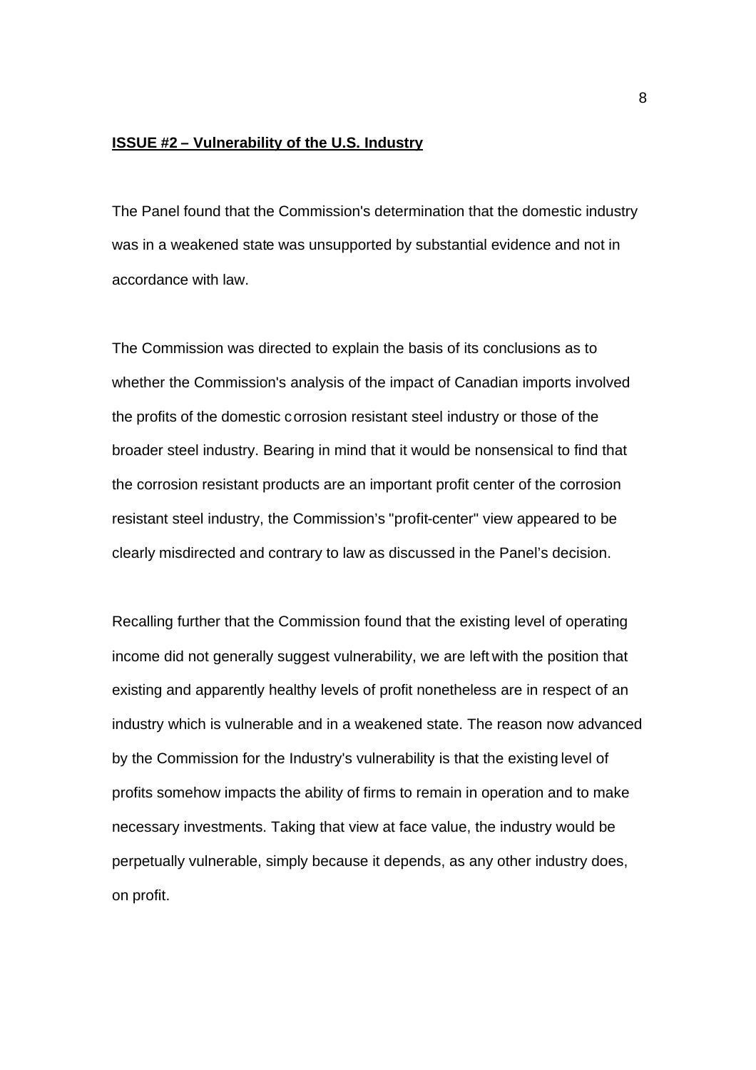**ISSUE #2 – Vulnerability of the U.S. Industry**

The Panel found that the Commission's determination that the domestic industry was in a weakened state was unsupported by substantial evidence and not in accordance with law.

The Commission was directed to explain the basis of its conclusions as to whether the Commission's analysis of the impact of Canadian imports involved the profits of the domestic corrosion resistant steel industry or those of the broader steel industry. Bearing in mind that it would be nonsensical to find that the corrosion resistant products are an important profit center of the corrosion resistant steel industry, the Commission's "profit-center" view appeared to be clearly misdirected and contrary to law as discussed in the Panel's decision.

Recalling further that the Commission found that the existing level of operating income did not generally suggest vulnerability, we are left with the position that existing and apparently healthy levels of profit nonetheless are in respect of an industry which is vulnerable and in a weakened state. The reason now advanced by the Commission for the Industry's vulnerability is that the existing level of profits somehow impacts the ability of firms to remain in operation and to make necessary investments. Taking that view at face value, the industry would be perpetually vulnerable, simply because it depends, as any other industry does, on profit.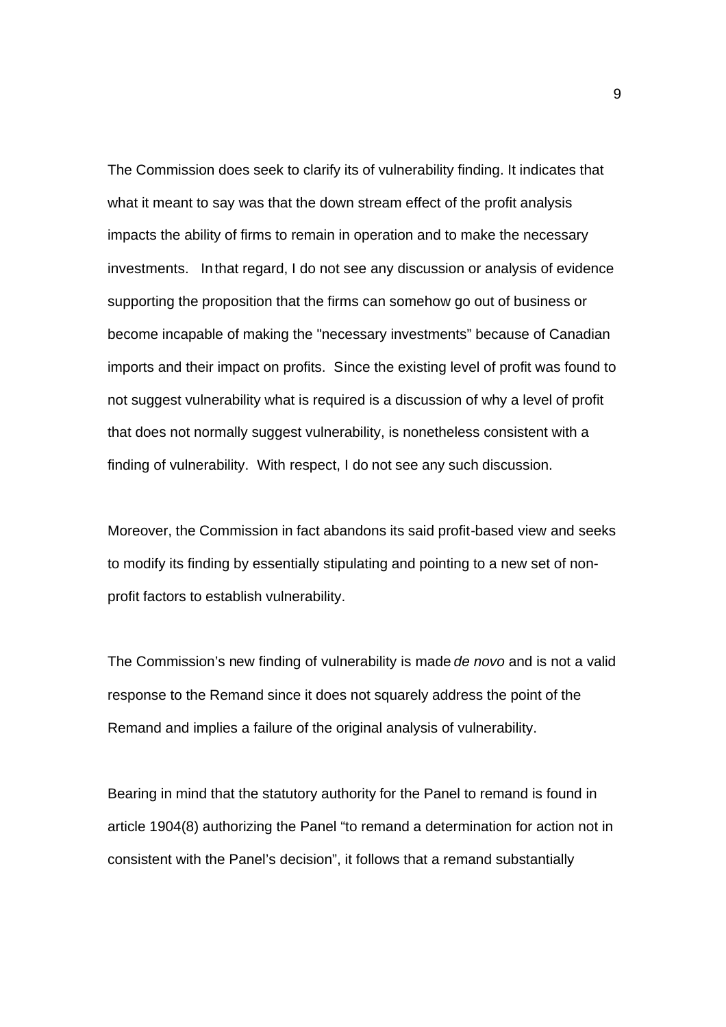The Commission does seek to clarify its of vulnerability finding. It indicates that what it meant to say was that the down stream effect of the profit analysis impacts the ability of firms to remain in operation and to make the necessary investments. In that regard, I do not see any discussion or analysis of evidence supporting the proposition that the firms can somehow go out of business or become incapable of making the "necessary investments" because of Canadian imports and their impact on profits. Since the existing level of profit was found to not suggest vulnerability what is required is a discussion of why a level of profit that does not normally suggest vulnerability, is nonetheless consistent with a finding of vulnerability. With respect, I do not see any such discussion.

Moreover, the Commission in fact abandons its said profit-based view and seeks to modify its finding by essentially stipulating and pointing to a new set of non-profit factors to establish vulnerability.

The Commission's new finding of vulnerability is made *de novo* and is not a valid response to the Remand since it does not squarely address the point of the Remand and implies a failure of the original analysis of vulnerability.

Bearing in mind that the statutory authority for the Panel to remand is found in article 1904(8) authorizing the Panel "to remand a determination for action not in consistent with the Panel's decision", it follows that a remand substantially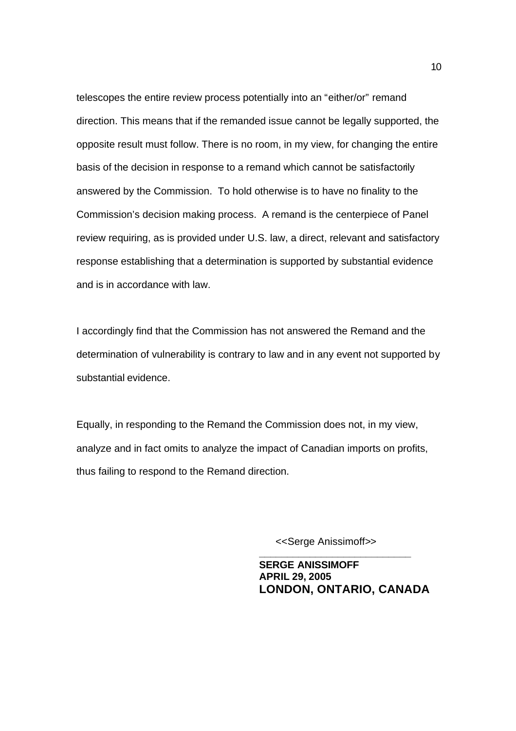telescopes the entire review process potentially into an "either/or" remand direction. This means that if the remanded issue cannot be legally supported, the opposite result must follow. There is no room, in my view, for changing the entire basis of the decision in response to a remand which cannot be satisfactorily answered by the Commission. To hold otherwise is to have no finality to the Commission's decision making process. A remand is the centerpiece of Panel review requiring, as is provided under U.S. law, a direct, relevant and satisfactory response establishing that a determination is supported by substantial evidence and is in accordance with law.

I accordingly find that the Commission has not answered the Remand and the determination of vulnerability is contrary to law and in any event not supported by substantial evidence.

Equally, in responding to the Remand the Commission does not, in my view, analyze and in fact omits to analyze the impact of Canadian imports on profits, thus failing to respond to the Remand direction.

<<Serge Anissimoff>>

___________________________

**SERGE ANISSIMOFF**
**APRIL 29, 2005**
**LONDON, ONTARIO, CANADA**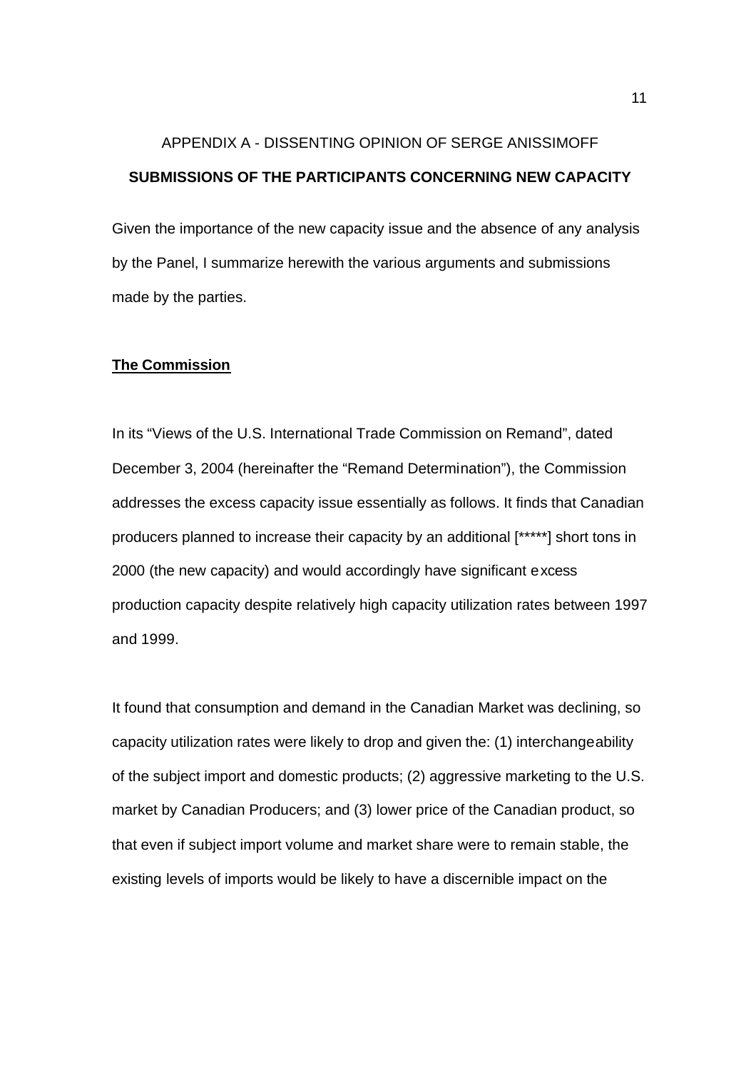APPENDIX A - DISSENTING OPINION OF SERGE ANISSIMOFF

**SUBMISSIONS OF THE PARTICIPANTS CONCERNING NEW CAPACITY**

Given the importance of the new capacity issue and the absence of any analysis by the Panel, I summarize herewith the various arguments and submissions made by the parties.

**The Commission**

In its "Views of the U.S. International Trade Commission on Remand", dated December 3, 2004 (hereinafter the "Remand Determination"), the Commission addresses the excess capacity issue essentially as follows. It finds that Canadian producers planned to increase their capacity by an additional [*****] short tons in 2000 (the new capacity) and would accordingly have significant excess production capacity despite relatively high capacity utilization rates between 1997 and 1999.

It found that consumption and demand in the Canadian Market was declining, so capacity utilization rates were likely to drop and given the: (1) interchangeability of the subject import and domestic products; (2) aggressive marketing to the U.S. market by Canadian Producers; and (3) lower price of the Canadian product, so that even if subject import volume and market share were to remain stable, the existing levels of imports would be likely to have a discernible impact on the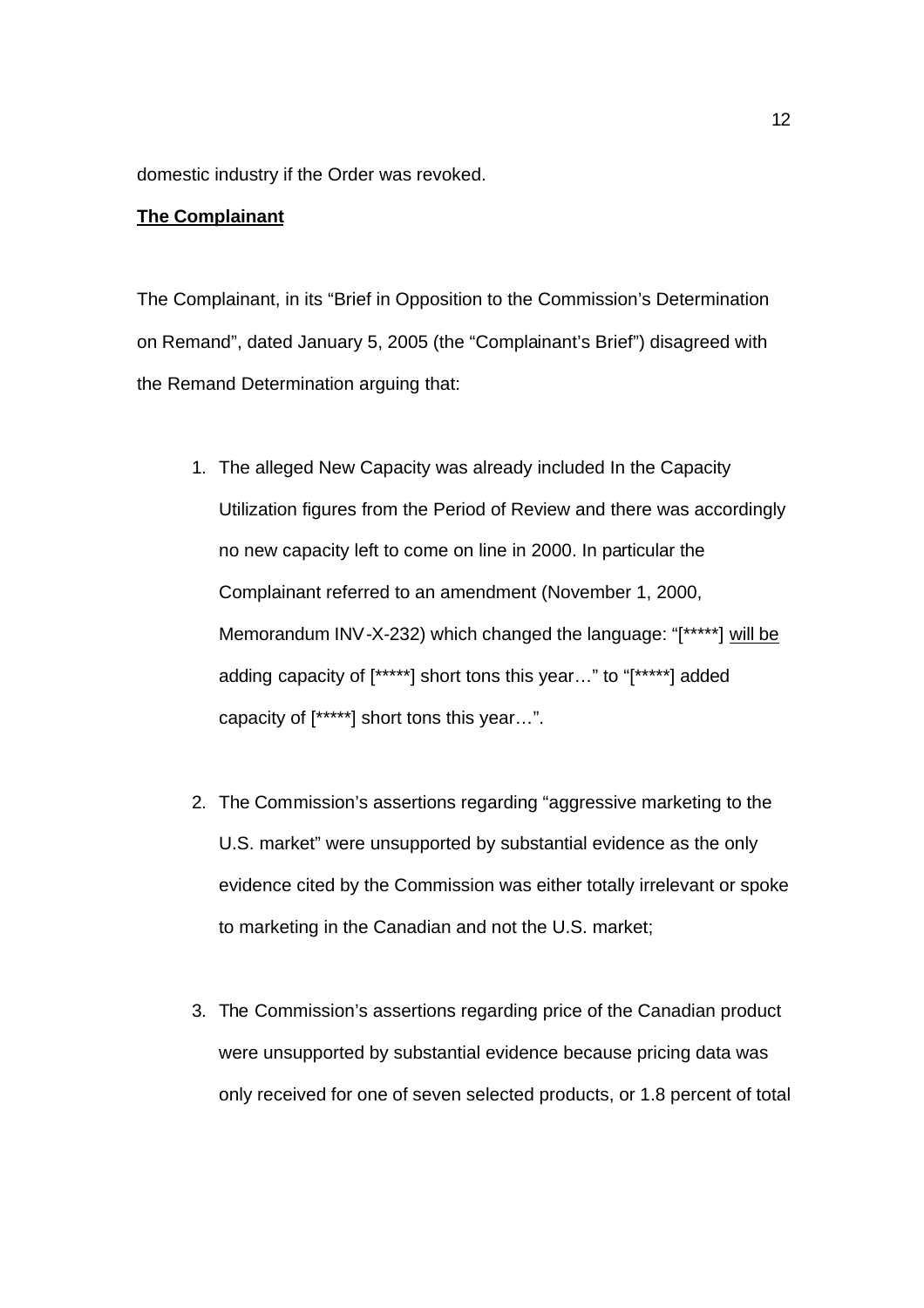domestic industry if the Order was revoked.

**The Complainant**

The Complainant, in its “Brief in Opposition to the Commission’s Determination on Remand”, dated January 5, 2005 (the “Complainant’s Brief”) disagreed with the Remand Determination arguing that:

1. The alleged New Capacity was already included In the Capacity Utilization figures from the Period of Review and there was accordingly no new capacity left to come on line in 2000. In particular the Complainant referred to an amendment (November 1, 2000, Memorandum INV-X-232) which changed the language: “[*****] will be adding capacity of [*****] short tons this year…” to “[*****] added capacity of [*****] short tons this year…”.

2. The Commission’s assertions regarding “aggressive marketing to the U.S. market” were unsupported by substantial evidence as the only evidence cited by the Commission was either totally irrelevant or spoke to marketing in the Canadian and not the U.S. market;

3. The Commission’s assertions regarding price of the Canadian product were unsupported by substantial evidence because pricing data was only received for one of seven selected products, or 1.8 percent of total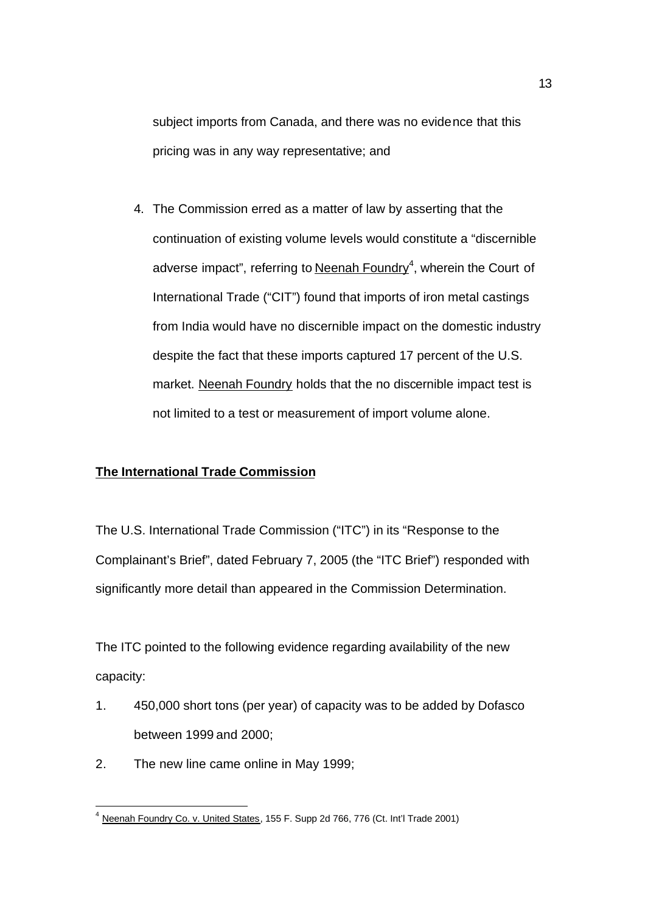subject imports from Canada, and there was no evidence that this pricing was in any way representative; and

4. The Commission erred as a matter of law by asserting that the continuation of existing volume levels would constitute a "discernible adverse impact", referring to Neenah Foundry[4], wherein the Court of International Trade ("CIT") found that imports of iron metal castings from India would have no discernible impact on the domestic industry despite the fact that these imports captured 17 percent of the U.S. market. Neenah Foundry holds that the no discernible impact test is not limited to a test or measurement of import volume alone.

**The International Trade Commission**

The U.S. International Trade Commission ("ITC") in its "Response to the Complainant's Brief", dated February 7, 2005 (the "ITC Brief") responded with significantly more detail than appeared in the Commission Determination.

The ITC pointed to the following evidence regarding availability of the new capacity:

1. 450,000 short tons (per year) of capacity was to be added by Dofasco between 1999 and 2000;
2. The new line came online in May 1999;

[4] Neenah Foundry Co. v. United States, 155 F. Supp 2d 766, 776 (Ct. Int'l Trade 2001)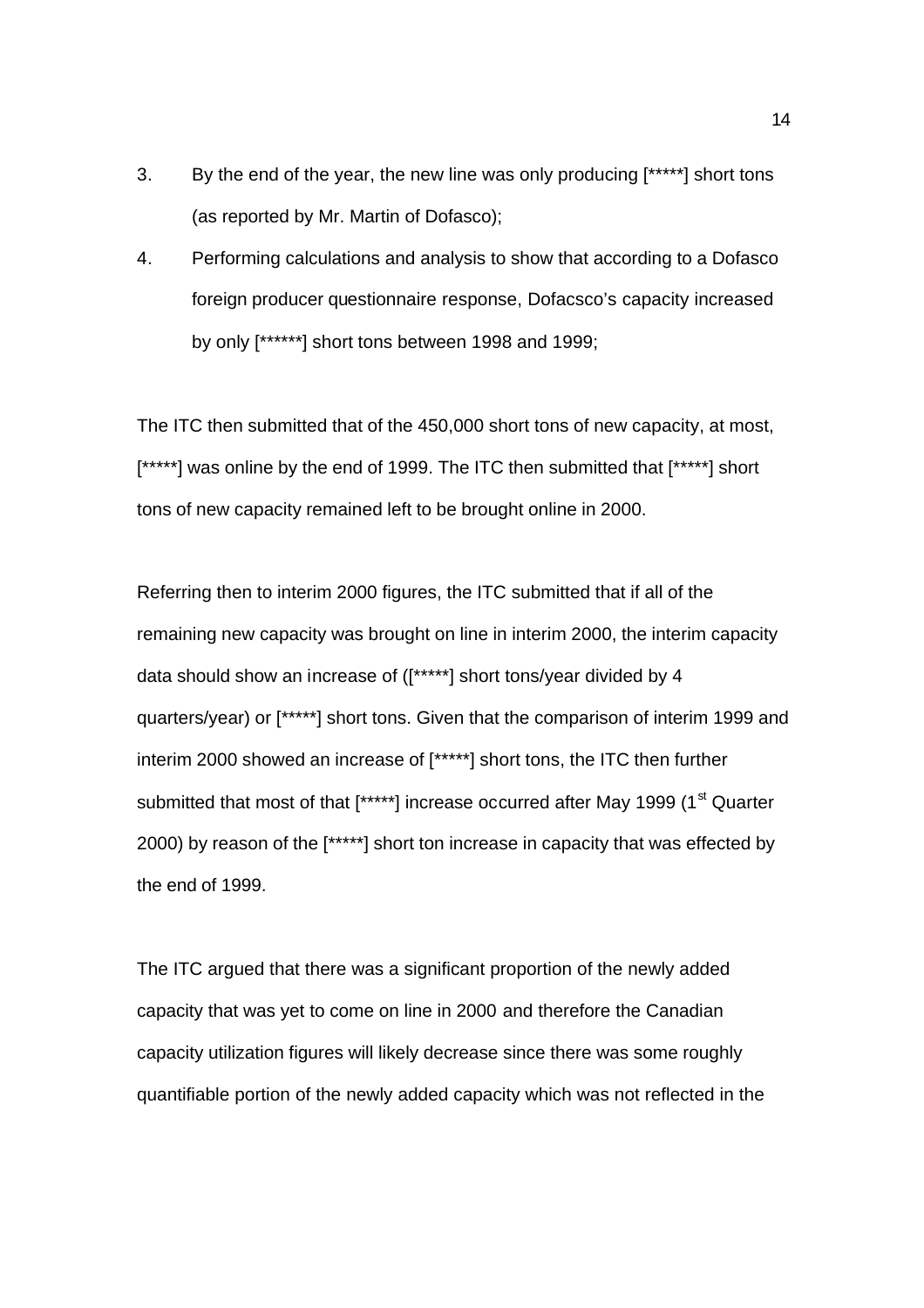3. By the end of the year, the new line was only producing [*****] short tons (as reported by Mr. Martin of Dofasco);

4. Performing calculations and analysis to show that according to a Dofasco foreign producer questionnaire response, Dofacsco's capacity increased by only [******] short tons between 1998 and 1999;

The ITC then submitted that of the 450,000 short tons of new capacity, at most, [*****] was online by the end of 1999. The ITC then submitted that [*****] short tons of new capacity remained left to be brought online in 2000.

Referring then to interim 2000 figures, the ITC submitted that if all of the remaining new capacity was brought on line in interim 2000, the interim capacity data should show an increase of ([*****] short tons/year divided by 4 quarters/year) or [*****] short tons. Given that the comparison of interim 1999 and interim 2000 showed an increase of [*****] short tons, the ITC then further submitted that most of that [*****] increase occurred after May 1999 (1st Quarter 2000) by reason of the [*****] short ton increase in capacity that was effected by the end of 1999.

The ITC argued that there was a significant proportion of the newly added capacity that was yet to come on line in 2000 and therefore the Canadian capacity utilization figures will likely decrease since there was some roughly quantifiable portion of the newly added capacity which was not reflected in the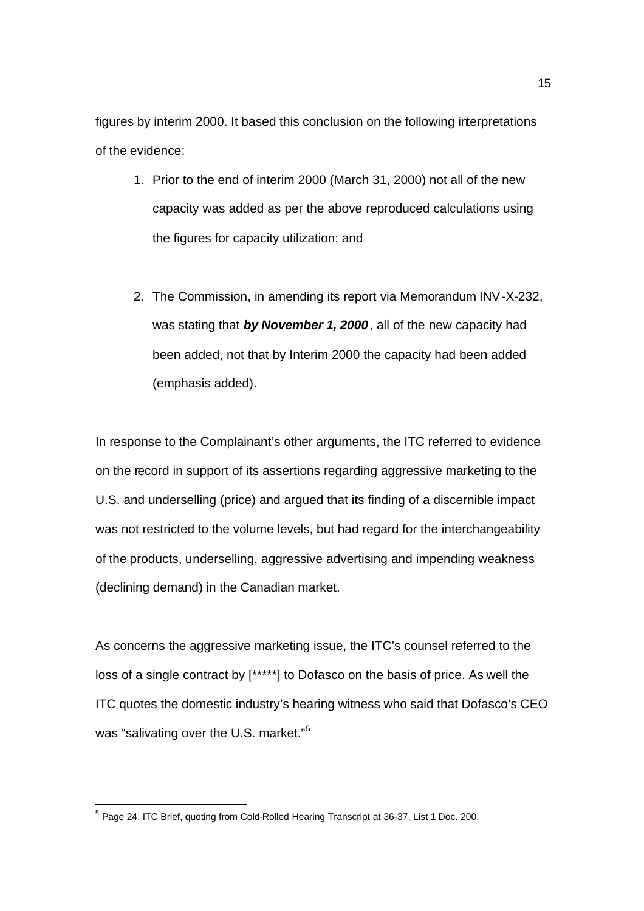figures by interim 2000. It based this conclusion on the following interpretations of the evidence:

1. Prior to the end of interim 2000 (March 31, 2000) not all of the new capacity was added as per the above reproduced calculations using the figures for capacity utilization; and

2. The Commission, in amending its report via Memorandum INV-X-232, was stating that ***by November 1, 2000***, all of the new capacity had been added, not that by Interim 2000 the capacity had been added (emphasis added).

In response to the Complainant's other arguments, the ITC referred to evidence on the record in support of its assertions regarding aggressive marketing to the U.S. and underselling (price) and argued that its finding of a discernible impact was not restricted to the volume levels, but had regard for the interchangeability of the products, underselling, aggressive advertising and impending weakness (declining demand) in the Canadian market.

As concerns the aggressive marketing issue, the ITC's counsel referred to the loss of a single contract by [*****] to Dofasco on the basis of price. As well the ITC quotes the domestic industry's hearing witness who said that Dofasco's CEO was "salivating over the U.S. market."[5]

---

[5] Page 24, ITC Brief, quoting from Cold-Rolled Hearing Transcript at 36-37, List 1 Doc. 200.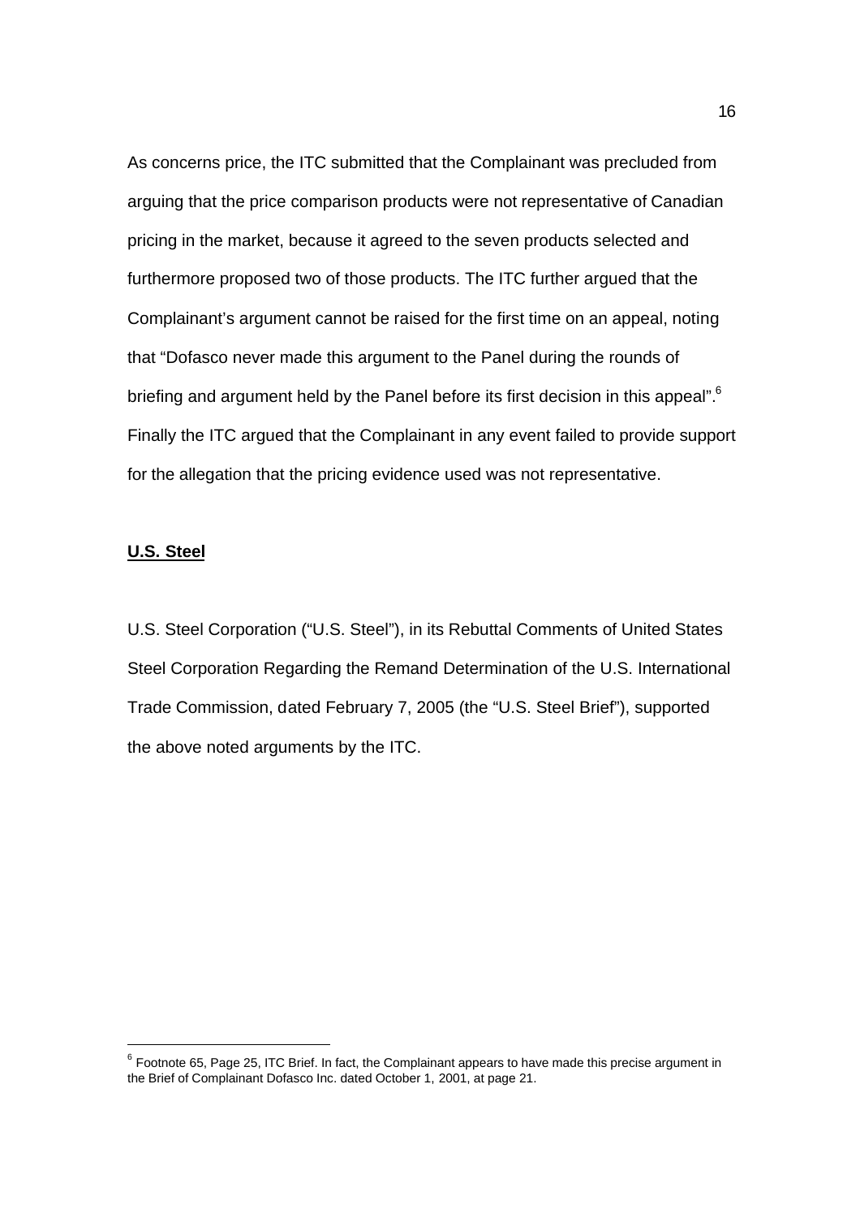As concerns price, the ITC submitted that the Complainant was precluded from arguing that the price comparison products were not representative of Canadian pricing in the market, because it agreed to the seven products selected and furthermore proposed two of those products. The ITC further argued that the Complainant's argument cannot be raised for the first time on an appeal, noting that "Dofasco never made this argument to the Panel during the rounds of briefing and argument held by the Panel before its first decision in this appeal".[6] Finally the ITC argued that the Complainant in any event failed to provide support for the allegation that the pricing evidence used was not representative.

**U.S. Steel**

U.S. Steel Corporation ("U.S. Steel"), in its Rebuttal Comments of United States Steel Corporation Regarding the Remand Determination of the U.S. International Trade Commission, dated February 7, 2005 (the "U.S. Steel Brief"), supported the above noted arguments by the ITC.

---

[6] Footnote 65, Page 25, ITC Brief. In fact, the Complainant appears to have made this precise argument in the Brief of Complainant Dofasco Inc. dated October 1, 2001, at page 21.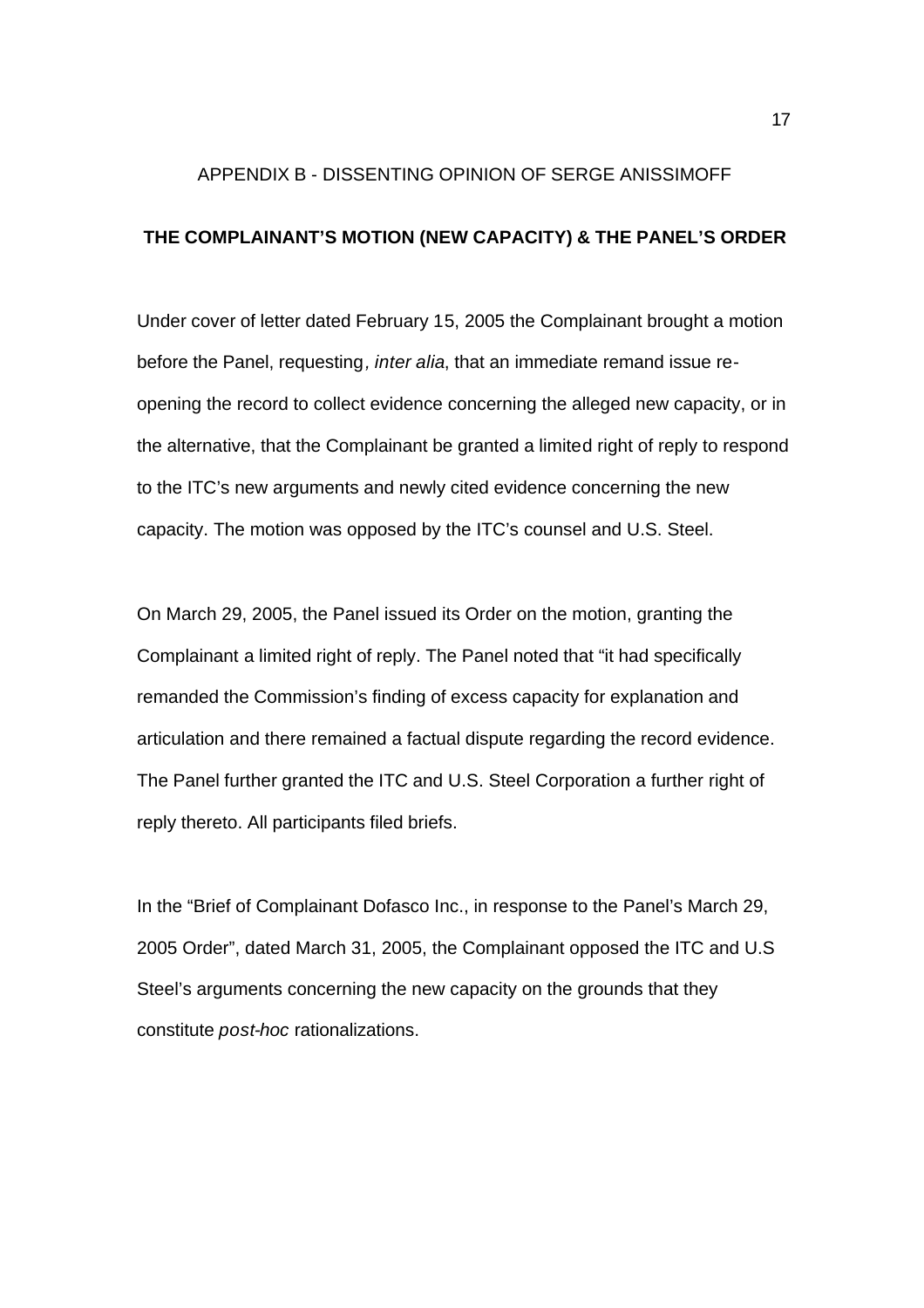APPENDIX B - DISSENTING OPINION OF SERGE ANISSIMOFF

**THE COMPLAINANT'S MOTION (NEW CAPACITY) & THE PANEL'S ORDER**

Under cover of letter dated February 15, 2005 the Complainant brought a motion before the Panel, requesting*, inter alia*, that an immediate remand issue re-opening the record to collect evidence concerning the alleged new capacity, or in the alternative, that the Complainant be granted a limited right of reply to respond to the ITC's new arguments and newly cited evidence concerning the new capacity. The motion was opposed by the ITC's counsel and U.S. Steel.

On March 29, 2005, the Panel issued its Order on the motion, granting the Complainant a limited right of reply. The Panel noted that "it had specifically remanded the Commission's finding of excess capacity for explanation and articulation and there remained a factual dispute regarding the record evidence. The Panel further granted the ITC and U.S. Steel Corporation a further right of reply thereto. All participants filed briefs.

In the "Brief of Complainant Dofasco Inc., in response to the Panel's March 29, 2005 Order", dated March 31, 2005, the Complainant opposed the ITC and U.S Steel's arguments concerning the new capacity on the grounds that they constitute *post-hoc* rationalizations.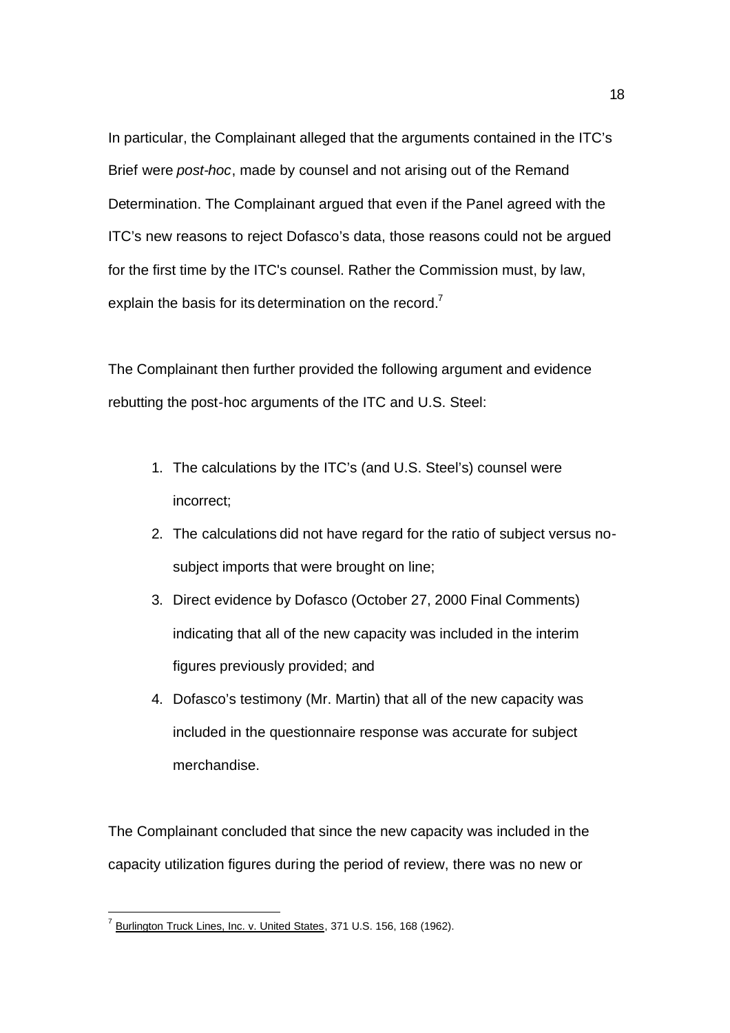In particular, the Complainant alleged that the arguments contained in the ITC's Brief were *post-hoc*, made by counsel and not arising out of the Remand Determination. The Complainant argued that even if the Panel agreed with the ITC's new reasons to reject Dofasco's data, those reasons could not be argued for the first time by the ITC's counsel. Rather the Commission must, by law, explain the basis for its determination on the record.[7]

The Complainant then further provided the following argument and evidence rebutting the post-hoc arguments of the ITC and U.S. Steel:

1. The calculations by the ITC's (and U.S. Steel's) counsel were incorrect;
2. The calculations did not have regard for the ratio of subject versus no-subject imports that were brought on line;
3. Direct evidence by Dofasco (October 27, 2000 Final Comments) indicating that all of the new capacity was included in the interim figures previously provided; and
4. Dofasco's testimony (Mr. Martin) that all of the new capacity was included in the questionnaire response was accurate for subject merchandise.

The Complainant concluded that since the new capacity was included in the capacity utilization figures during the period of review, there was no new or

---

[7] Burlington Truck Lines, Inc. v. United States, 371 U.S. 156, 168 (1962).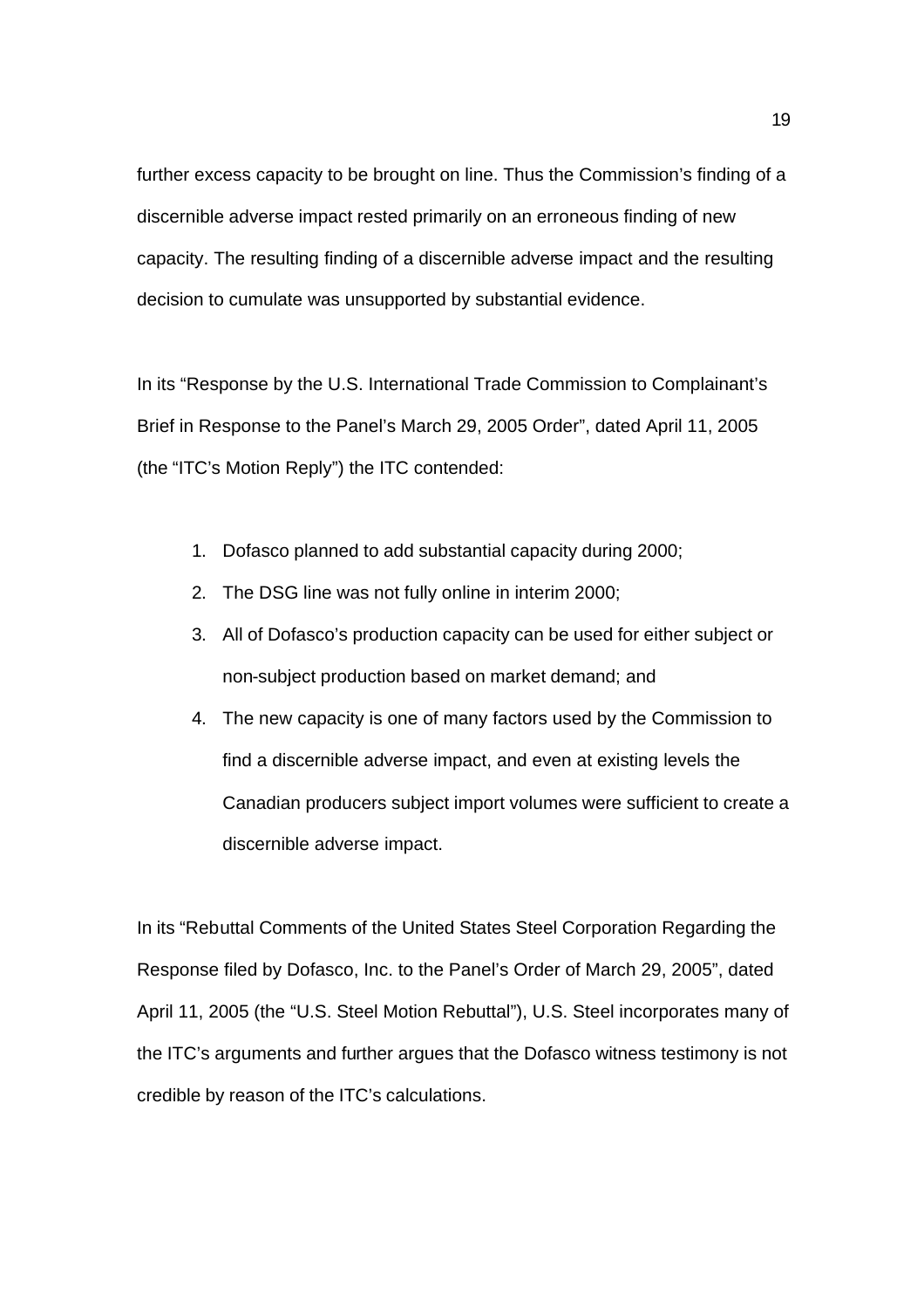further excess capacity to be brought on line. Thus the Commission's finding of a discernible adverse impact rested primarily on an erroneous finding of new capacity. The resulting finding of a discernible adverse impact and the resulting decision to cumulate was unsupported by substantial evidence.

In its "Response by the U.S. International Trade Commission to Complainant's Brief in Response to the Panel's March 29, 2005 Order", dated April 11, 2005 (the "ITC's Motion Reply") the ITC contended:

1. Dofasco planned to add substantial capacity during 2000;
2. The DSG line was not fully online in interim 2000;
3. All of Dofasco's production capacity can be used for either subject or non-subject production based on market demand; and
4. The new capacity is one of many factors used by the Commission to find a discernible adverse impact, and even at existing levels the Canadian producers subject import volumes were sufficient to create a discernible adverse impact.

In its "Rebuttal Comments of the United States Steel Corporation Regarding the Response filed by Dofasco, Inc. to the Panel's Order of March 29, 2005", dated April 11, 2005 (the "U.S. Steel Motion Rebuttal"), U.S. Steel incorporates many of the ITC's arguments and further argues that the Dofasco witness testimony is not credible by reason of the ITC's calculations.